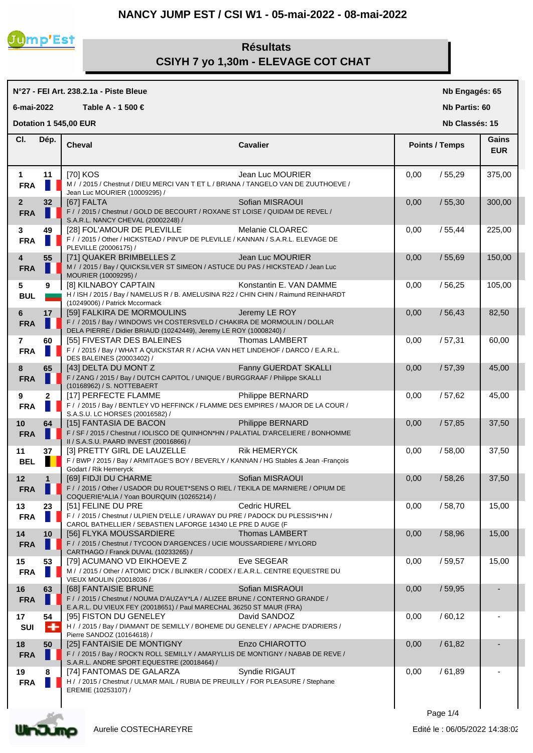# NANCY JUMP EST / CSI W1 - 05-mai-2022 - 08-mai-2022

## Résultats
## CSIYH 7 yo 1,30m - ELEVAGE COT CHAT

**N°27 - FEI Art. 238.2.1a - Piste Bleue** — **Nb Engagés: 65**

**6-mai-2022** — **Table A - 1 500 €** — **Nb Partis: 60**

**Dotation 1 545,00 EUR** — **Nb Classés: 15**

| Cl. | Dép. | Cheval | Cavalier | Points / Temps | Gains EUR |
|---|---|---|---|---|---|
| 1 FRA | 11 | [70] KOS<br>M / / 2015 / Chestnut / DIEU MERCI VAN T ET L / BRIANA / TANGELO VAN DE ZUTHOEVE / Jean Luc MOURIER (10009295) / | Jean Luc MOURIER | 0,00 / 55,29 | 375,00 |
| 2 FRA | 32 | [67] FALTA<br>F / / 2015 / Chestnut / GOLD DE BECOURT / ROXANE ST LOISE / QUIDAM DE REVEL / S.A.R.L. NANCY CHEVAL (20002248) / | Sofian MISRAOUI | 0,00 / 55,30 | 300,00 |
| 3 FRA | 49 | [28] FOL'AMOUR DE PLEVILLE<br>F / / 2015 / Other / HICKSTEAD / PIN'UP DE PLEVILLE / KANNAN / S.A.R.L. ELEVAGE DE PLEVILLE (20006175) / | Melanie CLOAREC | 0,00 / 55,44 | 225,00 |
| 4 FRA | 55 | [71] QUAKER BRIMBELLES Z<br>M / / 2015 / Bay / QUICKSILVER ST SIMEON / ASTUCE DU PAS / HICKSTEAD / Jean Luc MOURIER (10009295) / | Jean Luc MOURIER | 0,00 / 55,69 | 150,00 |
| 5 BUL | 9 | [8] KILNABOY CAPTAIN<br>H / ISH / 2015 / Bay / NAMELUS R / B. AMELUSINA R22 / CHIN CHIN / Raimund REINHARDT (10249006) / Patrick Mccormack | Konstantin E. VAN DAMME | 0,00 / 56,25 | 105,00 |
| 6 FRA | 17 | [59] FALKIRA DE MORMOULINS<br>F / / 2015 / Bay / WINDOWS VH COSTERSVELD / CHAKIRA DE MORMOULIN / DOLLAR DELA PIERRE / Didier BRIAUD (10242449), Jeremy LE ROY (10008240) / | Jeremy LE ROY | 0,00 / 56,43 | 82,50 |
| 7 FRA | 60 | [55] FIVESTAR DES BALEINES<br>F / / 2015 / Bay / WHAT A QUICKSTAR R / ACHA VAN HET LINDEHOF / DARCO / E.A.R.L. DES BALEINES (20003402) / | Thomas LAMBERT | 0,00 / 57,31 | 60,00 |
| 8 FRA | 65 | [43] DELTA DU MONT Z<br>F / ZANG / 2015 / Bay / DUTCH CAPITOL / UNIQUE / BURGGRAAF / Philippe SKALLI (10168962) / S. NOTTEBAERT | Fanny GUERDAT SKALLI | 0,00 / 57,39 | 45,00 |
| 9 FRA | 2 | [17] PERFECTE FLAMME<br>F / / 2015 / Bay / BENTLEY VD HEFFINCK / FLAMME DES EMPIRES / MAJOR DE LA COUR / S.A.S.U. LC HORSES (20016582) / | Philippe BERNARD | 0,00 / 57,62 | 45,00 |
| 10 FRA | 64 | [15] FANTASIA DE BACON<br>F / SF / 2015 / Chestnut / IOLISCO DE QUINHON*HN / PALATIAL D'ARCELIERE / BONHOMME II / S.A.S.U. PAARD INVEST (20016866) / | Philippe BERNARD | 0,00 / 57,85 | 37,50 |
| 11 BEL | 37 | [3] PRETTY GIRL DE LAUZELLE<br>F / BWP / 2015 / Bay / ARMITAGE'S BOY / BEVERLY / KANNAN / HG Stables & Jean -François Godart / Rik Hemeryck | Rik HEMERYCK | 0,00 / 58,00 | 37,50 |
| 12 FRA | 1 | [69] FIDJI DU CHARME<br>F / / 2015 / Other / USADOR DU ROUET*SENS O RIEL / TEKILA DE MARNIERE / OPIUM DE COQUERIE*ALIA / Yoan BOURQUIN (10265214) / | Sofian MISRAOUI | 0,00 / 58,26 | 37,50 |
| 13 FRA | 23 | [51] FELINE DU PRE<br>F / / 2015 / Chestnut / ULPIEN D'ELLE / URAWAY DU PRE / PADOCK DU PLESSIS*HN / CAROL BATHELLIER / SEBASTIEN LAFORGE 14340 LE PRE D AUGE (F | Cedric HUREL | 0,00 / 58,70 | 15,00 |
| 14 FRA | 10 | [56] FLYKA MOUSSARDIERE<br>F / / 2015 / Chestnut / TYCOON D'ARGENCES / UCIE MOUSSARDIERE / MYLORD CARTHAGO / Franck DUVAL (10233265) / | Thomas LAMBERT | 0,00 / 58,96 | 15,00 |
| 15 FRA | 53 | [79] ACUMANO VD EIKHOEVE Z<br>M / / 2015 / Other / ATOMIC D'ICK / BLINKER / CODEX / E.A.R.L. CENTRE EQUESTRE DU VIEUX MOULIN (20018036 / | Eve SEGEAR | 0,00 / 59,57 | 15,00 |
| 16 FRA | 63 | [68] FANTAISIE BRUNE<br>F / / 2015 / Chestnut / NOUMA D'AUZAY*LA / ALIZEE BRUNE / CONTERNO GRANDE / E.A.R.L. DU VIEUX FEY (20018651) / Paul MARECHAL 36250 ST MAUR (FRA) | Sofian MISRAOUI | 0,00 / 59,95 | - |
| 17 SUI | 54 | [95] FISTON DU GENELEY<br>H / / 2015 / Bay / DIAMANT DE SEMILLY / BOHEME DU GENELEY / APACHE D'ADRIERS / Pierre SANDOZ (10164618) / | David SANDOZ | 0,00 / 60,12 | - |
| 18 FRA | 50 | [25] FANTAISIE DE MONTIGNY<br>F / / 2015 / Bay / ROCK'N ROLL SEMILLY / AMARYLLIS DE MONTIGNY / NABAB DE REVE / S.A.R.L. ANDRE SPORT EQUESTRE (20018464) / | Enzo CHIAROTTO | 0,00 / 61,82 | - |
| 19 FRA | 8 | [74] FANTOMAS DE GALARZA<br>H / / 2015 / Chestnut / ULMAR MAIL / RUBIA DE PREUILLY / FOR PLEASURE / Stephane EREMIE (10253107) / | Syndie RIGAUT | 0,00 / 61,89 | - |

Aurelie COSTECHAREYRE

Edité le : 06/05/2022 14:38:02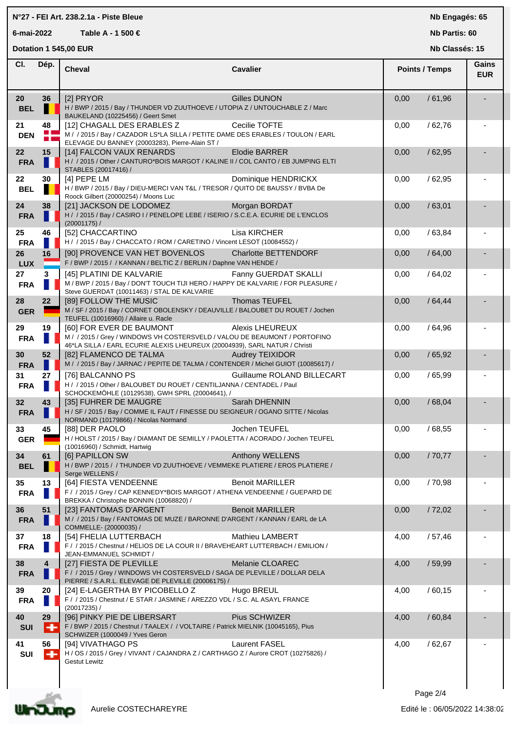**N°27 - FEI Art. 238.2.1a - Piste Bleue**

**6-mai-2022** **Table A - 1 500 €**

**Dotation 1 545,00 EUR**

**Nb Engagés: 65**

**Nb Partis: 60**

**Nb Classés: 15**

| Cl. | Dép. | Cheval | Cavalier | Points / Temps | | Gains EUR |
|---|---|---|---|---|---|---|
| 20 BEL | 36 | [2] PRYOR<br>H / BWP / 2015 / Bay / THUNDER VD ZUUTHOEVE / UTOPIA Z / UNTOUCHABLE Z / Marc BAUKELAND (10225456) / Geert Smet | Gilles DUNON | 0,00 | / 61,96 | - |
| 21 DEN | 48 | [12] CHAGALL DES ERABLES Z<br>M / / 2015 / Bay / CAZADOR LS*LA SILLA / PETITE DAME DES ERABLES / TOULON / EARL ELEVAGE DU BANNEY (20003283), Pierre-Alain ST / | Cecilie TOFTE | 0,00 | / 62,76 | - |
| 22 FRA | 15 | [14] FALCON VAUX RENARDS<br>H / / 2015 / Other / CANTURO*BOIS MARGOT / KALINE II / COL CANTO / EB JUMPING ELTI STABLES (20017416) / | Elodie BARRER | 0,00 | / 62,95 | - |
| 22 BEL | 30 | [4] PEPE LM<br>H / BWP / 2015 / Bay / DIEU-MERCI VAN T&L / TRESOR / QUITO DE BAUSSY / BVBA De Roock Gilbert (20000254) / Moons Luc | Dominique HENDRICKX | 0,00 | / 62,95 | - |
| 24 FRA | 38 | [21] JACKSON DE LODOMEZ<br>H / / 2015 / Bay / CASIRO I / PENELOPE LEBE / ISERIO / S.C.E.A. ECURIE DE L'ENCLOS (20001175) / | Morgan BORDAT | 0,00 | / 63,01 | - |
| 25 FRA | 46 | [52] CHACCARTINO<br>H / / 2015 / Bay / CHACCATO / ROM / CARETINO / Vincent LESOT (10084552) / | Lisa KIRCHER | 0,00 | / 63,84 | - |
| 26 LUX | 16 | [90] PROVENCE VAN HET BOVENLOS<br>F / BWP / 2015 / / KANNAN / BELTIC Z / BERLIN / Daphne VAN HENDE / | Charlotte BETTENDORF | 0,00 | / 64,00 | - |
| 27 FRA | 3 | [45] PLATINI DE KALVARIE<br>M / BWP / 2015 / Bay / DON'T TOUCH TIJI HERO / HAPPY DE KALVARIE / FOR PLEASURE / Steve GUERDAT (10011463) / STAL DE KALVARIE | Fanny GUERDAT SKALLI | 0,00 | / 64,02 | - |
| 28 GER | 22 | [89] FOLLOW THE MUSIC<br>M / SF / 2015 / Bay / CORNET OBOLENSKY / DEAUVILLE / BALOUBET DU ROUET / Jochen TEUFEL (10016960) / Allaire u. Racle | Thomas TEUFEL | 0,00 | / 64,44 | - |
| 29 FRA | 19 | [60] FOR EVER DE BAUMONT<br>M / / 2015 / Grey / WINDOWS VH COSTERSVELD / VALOU DE BEAUMONT / PORTOFINO 46*LA SILLA / EARL ECURIE ALEXIS LHEUREUX (20004939), SARL NATUR / Christi | Alexis LHEUREUX | 0,00 | / 64,96 | - |
| 30 FRA | 52 | [82] FLAMENCO DE TALMA<br>M / / 2015 / Bay / JARNAC / PEPITE DE TALMA / CONTENDER / Michel GUIOT (10085617) / | Audrey TEIXIDOR | 0,00 | / 65,92 | - |
| 31 FRA | 27 | [76] BALCANNO PS<br>H / / 2015 / Other / BALOUBET DU ROUET / CENTILJANNA / CENTADEL / Paul SCHOCKEMÖHLE (10129538), GWH SPRL (20004641), / | Guillaume ROLAND BILLECART | 0,00 | / 65,99 | - |
| 32 FRA | 43 | [35] FUHRER DE MAUGRE<br>H / SF / 2015 / Bay / COMME IL FAUT / FINESSE DU SEIGNEUR / OGANO SITTE / Nicolas NORMAND (10179866) / Nicolas Normand | Sarah DHENNIN | 0,00 | / 68,04 | - |
| 33 GER | 45 | [88] DER PAOLO<br>H / HOLST / 2015 / Bay / DIAMANT DE SEMILLY / PAOLETTA / ACORADO / Jochen TEUFEL (10016960) / Schmidt, Hartwig | Jochen TEUFEL | 0,00 | / 68,55 | - |
| 34 BEL | 61 | [6] PAPILLON SW<br>H / BWP / 2015 / / THUNDER VD ZUUTHOEVE / VEMMEKE PLATIERE / EROS PLATIERE / Serge WELLENS / | Anthony WELLENS | 0,00 | / 70,77 | - |
| 35 FRA | 13 | [64] FIESTA VENDEENNE<br>F / / 2015 / Grey / CAP KENNEDY*BOIS MARGOT / ATHENA VENDEENNE / GUEPARD DE BREKKA / Christophe BONNIN (10068820) / | Benoit MARILLER | 0,00 | / 70,98 | - |
| 36 FRA | 51 | [23] FANTOMAS D'ARGENT<br>M / / 2015 / Bay / FANTOMAS DE MUZE / BARONNE D'ARGENT / KANNAN / EARL de LA COMMELLE- (20000035) / | Benoit MARILLER | 0,00 | / 72,02 | - |
| 37 FRA | 18 | [54] FHELIA LUTTERBACH<br>F / / 2015 / Chestnut / HELIOS DE LA COUR II / BRAVEHEART LUTTERBACH / EMILION / JEAN-EMMANUEL SCHMIDT / | Mathieu LAMBERT | 4,00 | / 57,46 | - |
| 38 FRA | 4 | [27] FIESTA DE PLEVILLE<br>F / / 2015 / Grey / WINDOWS VH COSTERSVELD / SAGA DE PLEVILLE / DOLLAR DELA PIERRE / S.A.R.L. ELEVAGE DE PLEVILLE (20006175) / | Melanie CLOAREC | 4,00 | / 59,99 | - |
| 39 FRA | 20 | [24] E-LAGERTHA BY PICOBELLO Z<br>F / / 2015 / Chestnut / E STAR / JASMINE / AREZZO VDL / S.C. AL ASAYL FRANCE (20017235) / | Hugo BREUL | 4,00 | / 60,15 | - |
| 40 SUI | 29 | [96] PINKY PIE DE LIBERSART<br>F / BWP / 2015 / Chestnut / TAALEX / / VOLTAIRE / Patrick MIELNIK (10045165), Pius SCHWIZER (1000049 / Yves Geron | Pius SCHWIZER | 4,00 | / 60,84 | - |
| 41 SUI | 56 | [94] VIVATHAGO PS<br>H / OS / 2015 / Grey / VIVANT / CAJANDRA Z / CARTHAGO Z / Aurore CROT (10275826) / Gestut Lewitz | Laurent FASEL | 4,00 | / 62,67 | - |

Aurelie COSTECHAREYRE

Edité le : 06/05/2022 14:38:02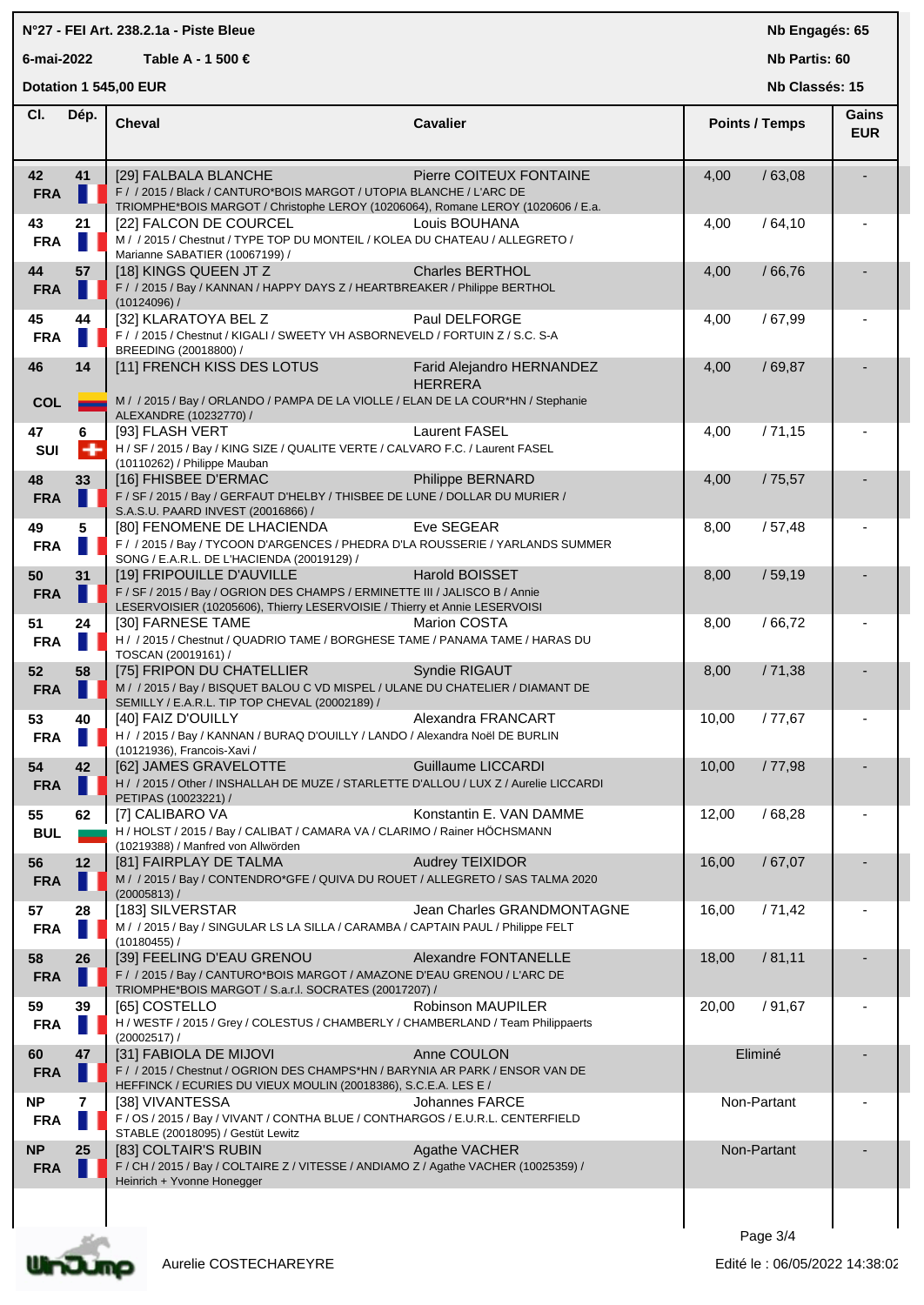**N°27 - FEI Art. 238.2.1a - Piste Bleue**

**6-mai-2022** **Table A - 1 500 €**

**Dotation 1 545,00 EUR**

**Nb Engagés: 65**
**Nb Partis: 60**
**Nb Classés: 15**

| Cl. | Dép. | Cheval | Cavalier | Points / Temps | Gains EUR |
|---|---|---|---|---|---|
| 42 FRA | 41 | [29] FALBALA BLANCHE<br>F / / 2015 / Black / CANTURO*BOIS MARGOT / UTOPIA BLANCHE / L'ARC DE TRIOMPHE*BOIS MARGOT / Christophe LEROY (10206064), Romane LEROY (1020606 / E.a. | Pierre COITEUX FONTAINE | 4,00 / 63,08 | - |
| 43 FRA | 21 | [22] FALCON DE COURCEL<br>M / / 2015 / Chestnut / TYPE TOP DU MONTEIL / KOLEA DU CHATEAU / ALLEGRETO / Marianne SABATIER (10067199) / | Louis BOUHANA | 4,00 / 64,10 | - |
| 44 FRA | 57 | [18] KINGS QUEEN JT Z<br>F / / 2015 / Bay / KANNAN / HAPPY DAYS Z / HEARTBREAKER / Philippe BERTHOL (10124096) / | Charles BERTHOL | 4,00 / 66,76 | - |
| 45 FRA | 44 | [32] KLARATOYA BEL Z<br>F / / 2015 / Chestnut / KIGALI / SWEETY VH ASBORNEVELD / FORTUIN Z / S.C. S-A BREEDING (20018800) / | Paul DELFORGE | 4,00 / 67,99 | - |
| 46 COL | 14 | [11] FRENCH KISS DES LOTUS<br>M / / 2015 / Bay / ORLANDO / PAMPA DE LA VIOLLE / ELAN DE LA COUR*HN / Stephanie ALEXANDRE (10232770) / | Farid Alejandro HERNANDEZ HERRERA | 4,00 / 69,87 | - |
| 47 SUI | 6 | [93] FLASH VERT<br>H / SF / 2015 / Bay / KING SIZE / QUALITE VERTE / CALVARO F.C. / Laurent FASEL (10110262) / Philippe Mauban | Laurent FASEL | 4,00 / 71,15 | - |
| 48 FRA | 33 | [16] FHISBEE D'ERMAC<br>F / SF / 2015 / Bay / GERFAUT D'HELBY / THISBEE DE LUNE / DOLLAR DU MURIER / S.A.S.U. PAARD INVEST (20016866) / | Philippe BERNARD | 4,00 / 75,57 | - |
| 49 FRA | 5 | [80] FENOMENE DE LHACIENDA<br>F / / 2015 / Bay / TYCOON D'ARGENCES / PHEDRA D'LA ROUSSERIE / YARLANDS SUMMER SONG / E.A.R.L. DE L'HACIENDA (20019129) / | Eve SEGEAR | 8,00 / 57,48 | - |
| 50 FRA | 31 | [19] FRIPOUILLE D'AUVILLE<br>F / SF / 2015 / Bay / OGRION DES CHAMPS / ERMINETTE III / JALISCO B / Annie LESERVOISIER (10205606), Thierry LESERVOISIE / Thierry et Annie LESERVOISI | Harold BOISSET | 8,00 / 59,19 | - |
| 51 FRA | 24 | [30] FARNESE TAME<br>H / / 2015 / Chestnut / QUADRIO TAME / BORGHESE TAME / PANAMA TAME / HARAS DU TOSCAN (20019161) / | Marion COSTA | 8,00 / 66,72 | - |
| 52 FRA | 58 | [75] FRIPON DU CHATELLIER<br>M / / 2015 / Bay / BISQUET BALOU C VD MISPEL / ULANE DU CHATELIER / DIAMANT DE SEMILLY / E.A.R.L. TIP TOP CHEVAL (20002189) / | Syndie RIGAUT | 8,00 / 71,38 | - |
| 53 FRA | 40 | [40] FAIZ D'OUILLY<br>H / / 2015 / Bay / KANNAN / BURAQ D'OUILLY / LANDO / Alexandra Noël DE BURLIN (10121936), Francois-Xavi / | Alexandra FRANCART | 10,00 / 77,67 | - |
| 54 FRA | 42 | [62] JAMES GRAVELOTTE<br>H / / 2015 / Other / INSHALLAH DE MUZE / STARLETTE D'ALLOU / LUX Z / Aurelie LICCARDI PETIPAS (10023221) / | Guillaume LICCARDI | 10,00 / 77,98 | - |
| 55 BUL | 62 | [7] CALIBARO VA<br>H / HOLST / 2015 / Bay / CALIBAT / CAMARA VA / CLARIMO / Rainer HÖCHSMANN (10219388) / Manfred von Allwörden | Konstantin E. VAN DAMME | 12,00 / 68,28 | - |
| 56 FRA | 12 | [81] FAIRPLAY DE TALMA<br>M / / 2015 / Bay / CONTENDRO*GFE / QUIVA DU ROUET / ALLEGRETO / SAS TALMA 2020 (20005813) / | Audrey TEIXIDOR | 16,00 / 67,07 | - |
| 57 FRA | 28 | [183] SILVERSTAR<br>M / / 2015 / Bay / SINGULAR LS LA SILLA / CARAMBA / CAPTAIN PAUL / Philippe FELT (10180455) / | Jean Charles GRANDMONTAGNE | 16,00 / 71,42 | - |
| 58 FRA | 26 | [39] FEELING D'EAU GRENOU<br>F / / 2015 / Bay / CANTURO*BOIS MARGOT / AMAZONE D'EAU GRENOU / L'ARC DE TRIOMPHE*BOIS MARGOT / S.a.r.l. SOCRATES (20017207) / | Alexandre FONTANELLE | 18,00 / 81,11 | - |
| 59 FRA | 39 | [65] COSTELLO<br>H / WESTF / 2015 / Grey / COLESTUS / CHAMBERLY / CHAMBERLAND / Team Philippaerts (20002517) / | Robinson MAUPILER | 20,00 / 91,67 | - |
| 60 FRA | 47 | [31] FABIOLA DE MIJOVI<br>F / / 2015 / Chestnut / OGRION DES CHAMPS*HN / BARYNIA AR PARK / ENSOR VAN DE HEFFINCK / ECURIES DU VIEUX MOULIN (20018386), S.C.E.A. LES E / | Anne COULON | Eliminé | - |
| NP FRA | 7 | [38] VIVANTESSA<br>F / OS / 2015 / Bay / VIVANT / CONTHA BLUE / CONTHARGOS / E.U.R.L. CENTERFIELD STABLE (20018095) / Gestüt Lewitz | Johannes FARCE | Non-Partant | - |
| NP FRA | 25 | [83] COLTAIR'S RUBIN<br>F / CH / 2015 / Bay / COLTAIRE Z / VITESSE / ANDIAMO Z / Agathe VACHER (10025359) / Heinrich + Yvonne Honegger | Agathe VACHER | Non-Partant | - |

Aurelie COSTECHAREYRE

Edité le : 06/05/2022 14:38:02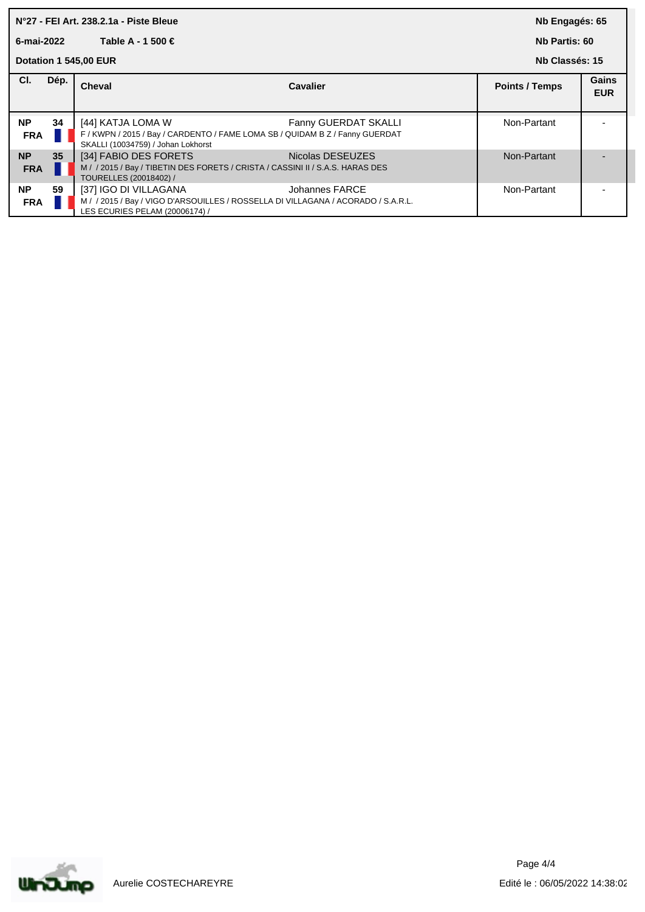**N°27 - FEI Art. 238.2.1a - Piste Bleue** **Nb Engagés: 65**

**6-mai-2022** **Table A - 1 500 €** **Nb Partis: 60**

**Dotation 1 545,00 EUR** **Nb Classés: 15**

| Cl. | Dép. | Cheval | Cavalier | Points / Temps | Gains EUR |
|---|---|---|---|---|---|
| NP FRA | 34 | [44] KATJA LOMA W<br>F / KWPN / 2015 / Bay / CARDENTO / FAME LOMA SB / QUIDAM B Z / Fanny GUERDAT SKALLI (10034759) / Johan Lokhorst | Fanny GUERDAT SKALLI | Non-Partant | - |
| NP FRA | 35 | [34] FABIO DES FORETS<br>M / / 2015 / Bay / TIBETIN DES FORETS / CRISTA / CASSINI II / S.A.S. HARAS DES TOURELLES (20018402) / | Nicolas DESEUZES | Non-Partant | - |
| NP FRA | 59 | [37] IGO DI VILLAGANA<br>M / / 2015 / Bay / VIGO D'ARSOUILLES / ROSSELLA DI VILLAGANA / ACORADO / S.A.R.L. LES ECURIES PELAM (20006174) / | Johannes FARCE | Non-Partant | - |

Aurelie COSTECHAREYRE

Edité le : 06/05/2022 14:38:02